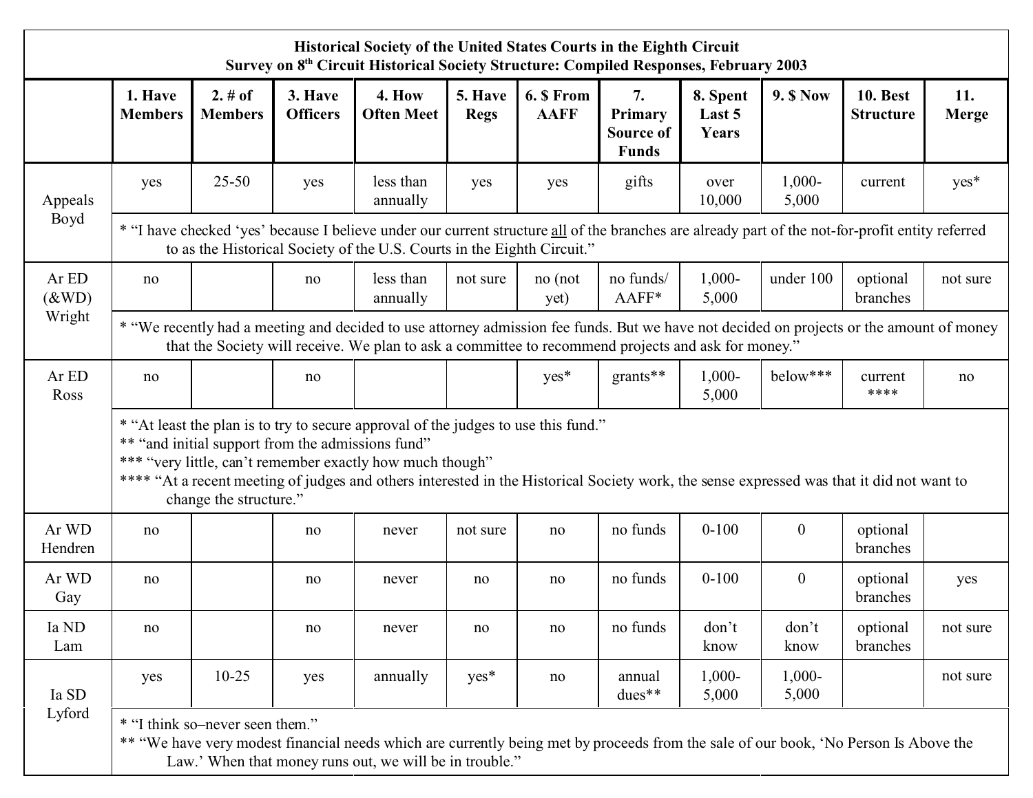**Historical Society of the United States Courts in the Eighth Circuit**
**Survey on 8th Circuit Historical Society Structure: Compiled Responses, February 2003**

| | 1. Have Members | 2. # of Members | 3. Have Officers | 4. How Often Meet | 5. Have Regs | 6. $ From AAFF | 7. Primary Source of Funds | 8. Spent Last 5 Years | 9. $ Now | 10. Best Structure | 11. Merge |
|---|---|---|---|---|---|---|---|---|---|---|---|
| Appeals Boyd | yes | 25-50 | yes | less than annually | yes | yes | gifts | over 10,000 | 1,000-5,000 | current | yes* |
| | * "I have checked 'yes' because I believe under our current structure all of the branches are already part of the not-for-profit entity referred to as the Historical Society of the U.S. Courts in the Eighth Circuit." | | | | | | | | | | |
| Ar ED (&WD) Wright | no | | no | less than annually | not sure | no (not yet) | no funds/ AAFF* | 1,000-5,000 | under 100 | optional branches | not sure |
| | * "We recently had a meeting and decided to use attorney admission fee funds. But we have not decided on projects or the amount of money that the Society will receive. We plan to ask a committee to recommend projects and ask for money." | | | | | | | | | | |
| Ar ED Ross | no | | no | | | yes* | grants** | 1,000-5,000 | below*** | current **** | no |
| | * "At least the plan is to try to secure approval of the judges to use this fund." ** "and initial support from the admissions fund" *** "very little, can't remember exactly how much though" **** "At a recent meeting of judges and others interested in the Historical Society work, the sense expressed was that it did not want to change the structure." | | | | | | | | | | |
| Ar WD Hendren | no | | no | never | not sure | no | no funds | 0-100 | 0 | optional branches | |
| Ar WD Gay | no | | no | never | no | no | no funds | 0-100 | 0 | optional branches | yes |
| Ia ND Lam | no | | no | never | no | no | no funds | don't know | don't know | optional branches | not sure |
| Ia SD Lyford | yes | 10-25 | yes | annually | yes* | no | annual dues** | 1,000-5,000 | 1,000-5,000 | | not sure |
| | * "I think so–never seen them." ** "We have very modest financial needs which are currently being met by proceeds from the sale of our book, 'No Person Is Above the Law.' When that money runs out, we will be in trouble." | | | | | | | | | | |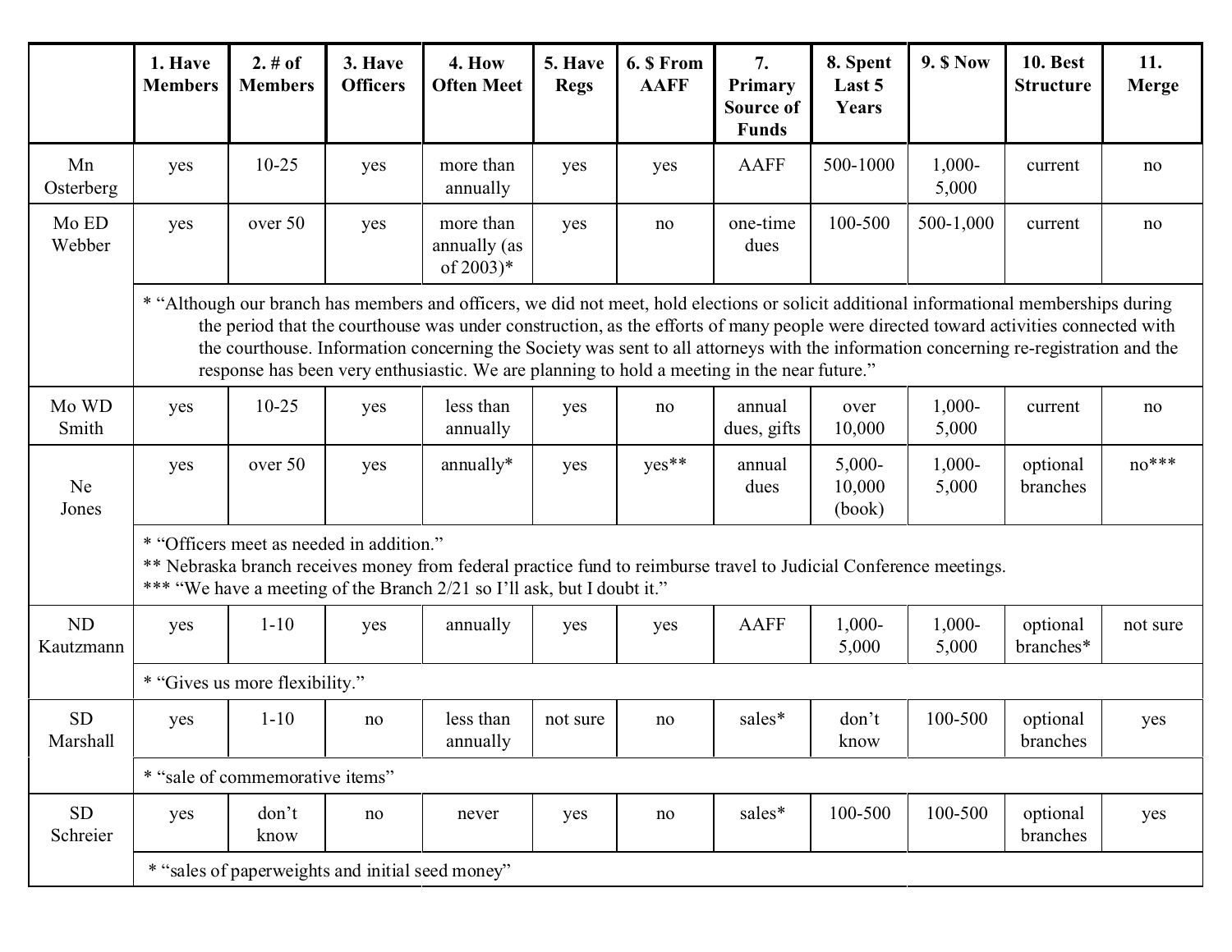| | 1. Have Members | 2. # of Members | 3. Have Officers | 4. How Often Meet | 5. Have Regs | 6. $ From AAFF | 7. Primary Source of Funds | 8. Spent Last 5 Years | 9. $ Now | 10. Best Structure | 11. Merge |
|---|---|---|---|---|---|---|---|---|---|---|---|
| Mn Osterberg | yes | 10-25 | yes | more than annually | yes | yes | AAFF | 500-1000 | 1,000-5,000 | current | no |
| Mo ED Webber | yes | over 50 | yes | more than annually (as of 2003)* | yes | no | one-time dues | 100-500 | 500-1,000 | current | no |
| | * "Although our branch has members and officers, we did not meet, hold elections or solicit additional informational memberships during the period that the courthouse was under construction, as the efforts of many people were directed toward activities connected with the courthouse. Information concerning the Society was sent to all attorneys with the information concerning re-registration and the response has been very enthusiastic. We are planning to hold a meeting in the near future." | | | | | | | | | | |
| Mo WD Smith | yes | 10-25 | yes | less than annually | yes | no | annual dues, gifts | over 10,000 | 1,000-5,000 | current | no |
| Ne Jones | yes | over 50 | yes | annually* | yes | yes** | annual dues | 5,000-10,000 (book) | 1,000-5,000 | optional branches | no*** |
| | * "Officers meet as needed in addition." ** Nebraska branch receives money from federal practice fund to reimburse travel to Judicial Conference meetings. *** "We have a meeting of the Branch 2/21 so I'll ask, but I doubt it." | | | | | | | | | | |
| ND Kautzmann | yes | 1-10 | yes | annually | yes | yes | AAFF | 1,000-5,000 | 1,000-5,000 | optional branches* | not sure |
| | * "Gives us more flexibility." | | | | | | | | | | |
| SD Marshall | yes | 1-10 | no | less than annually | not sure | no | sales* | don't know | 100-500 | optional branches | yes |
| | * "sale of commemorative items" | | | | | | | | | | |
| SD Schreier | yes | don't know | no | never | yes | no | sales* | 100-500 | 100-500 | optional branches | yes |
| | * "sales of paperweights and initial seed money" | | | | | | | | | | |